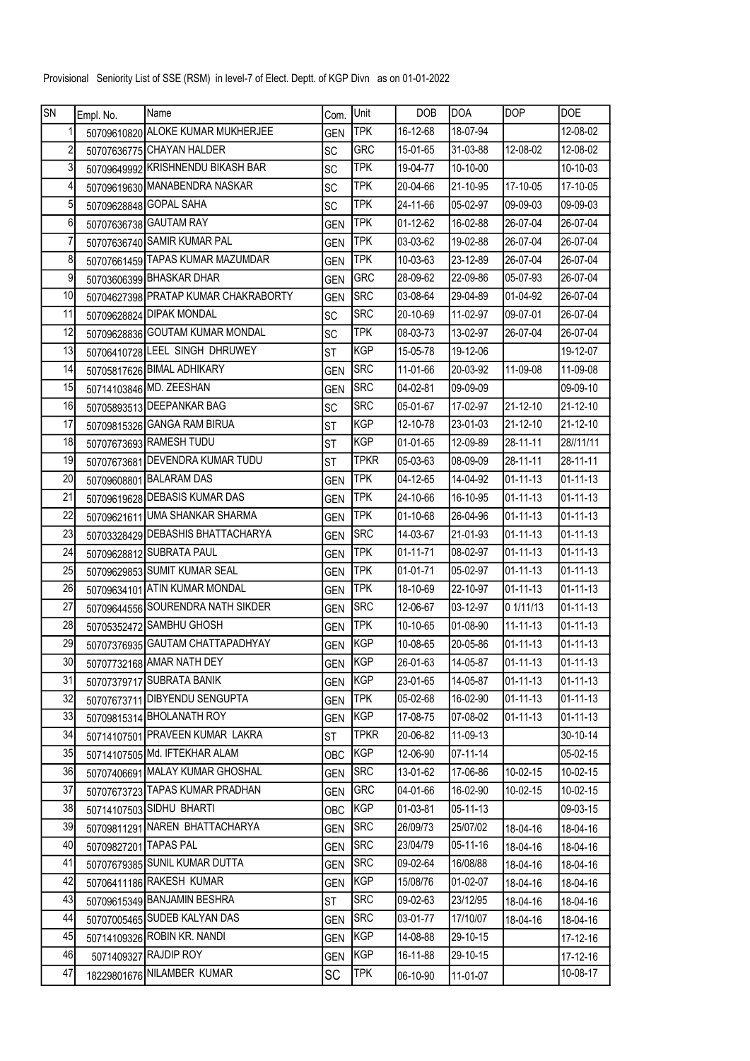Provisional Seniority List of SSE (RSM) in level-7 of Elect. Deptt. of KGP Divn as on 01-01-2022

| SN | Empl. No. | Name | Com. | Unit | DOB | DOA | DOP | DOE |
|---|---|---|---|---|---|---|---|---|
| 1 | 50709610820 | ALOKE KUMAR MUKHERJEE | GEN | TPK | 16-12-68 | 18-07-94 | | 12-08-02 |
| 2 | 50707636775 | CHAYAN HALDER | SC | GRC | 15-01-65 | 31-03-88 | 12-08-02 | 12-08-02 |
| 3 | 50709649992 | KRISHNENDU BIKASH BAR | SC | TPK | 19-04-77 | 10-10-00 | | 10-10-03 |
| 4 | 50709619630 | MANABENDRA NASKAR | SC | TPK | 20-04-66 | 21-10-95 | 17-10-05 | 17-10-05 |
| 5 | 50709628848 | GOPAL SAHA | SC | TPK | 24-11-66 | 05-02-97 | 09-09-03 | 09-09-03 |
| 6 | 50707636738 | GAUTAM RAY | GEN | TPK | 01-12-62 | 16-02-88 | 26-07-04 | 26-07-04 |
| 7 | 50707636740 | SAMIR KUMAR PAL | GEN | TPK | 03-03-62 | 19-02-88 | 26-07-04 | 26-07-04 |
| 8 | 50707661459 | TAPAS KUMAR MAZUMDAR | GEN | TPK | 10-03-63 | 23-12-89 | 26-07-04 | 26-07-04 |
| 9 | 50703606399 | BHASKAR DHAR | GEN | GRC | 28-09-62 | 22-09-86 | 05-07-93 | 26-07-04 |
| 10 | 50704627398 | PRATAP KUMAR CHAKRABORTY | GEN | SRC | 03-08-64 | 29-04-89 | 01-04-92 | 26-07-04 |
| 11 | 50709628824 | DIPAK MONDAL | SC | SRC | 20-10-69 | 11-02-97 | 09-07-01 | 26-07-04 |
| 12 | 50709628836 | GOUTAM KUMAR MONDAL | SC | TPK | 08-03-73 | 13-02-97 | 26-07-04 | 26-07-04 |
| 13 | 50706410728 | LEEL SINGH DHRUWEY | ST | KGP | 15-05-78 | 19-12-06 | | 19-12-07 |
| 14 | 50705817626 | BIMAL ADHIKARY | GEN | SRC | 11-01-66 | 20-03-92 | 11-09-08 | 11-09-08 |
| 15 | 50714103846 | MD. ZEESHAN | GEN | SRC | 04-02-81 | 09-09-09 | | 09-09-10 |
| 16 | 50705893513 | DEEPANKAR BAG | SC | SRC | 05-01-67 | 17-02-97 | 21-12-10 | 21-12-10 |
| 17 | 50709815326 | GANGA RAM BIRUA | ST | KGP | 12-10-78 | 23-01-03 | 21-12-10 | 21-12-10 |
| 18 | 50707673693 | RAMESH TUDU | ST | KGP | 01-01-65 | 12-09-89 | 28-11-11 | 28//11/11 |
| 19 | 50707673681 | DEVENDRA KUMAR TUDU | ST | TPKR | 05-03-63 | 08-09-09 | 28-11-11 | 28-11-11 |
| 20 | 50709608801 | BALARAM DAS | GEN | TPK | 04-12-65 | 14-04-92 | 01-11-13 | 01-11-13 |
| 21 | 50709619628 | DEBASIS KUMAR DAS | GEN | TPK | 24-10-66 | 16-10-95 | 01-11-13 | 01-11-13 |
| 22 | 50709621611 | UMA SHANKAR SHARMA | GEN | TPK | 01-10-68 | 26-04-96 | 01-11-13 | 01-11-13 |
| 23 | 50703328429 | DEBASHIS BHATTACHARYA | GEN | SRC | 14-03-67 | 21-01-93 | 01-11-13 | 01-11-13 |
| 24 | 50709628812 | SUBRATA PAUL | GEN | TPK | 01-11-71 | 08-02-97 | 01-11-13 | 01-11-13 |
| 25 | 50709629853 | SUMIT KUMAR SEAL | GEN | TPK | 01-01-71 | 05-02-97 | 01-11-13 | 01-11-13 |
| 26 | 50709634101 | ATIN KUMAR MONDAL | GEN | TPK | 18-10-69 | 22-10-97 | 01-11-13 | 01-11-13 |
| 27 | 50709644556 | SOURENDRA NATH SIKDER | GEN | SRC | 12-06-67 | 03-12-97 | 0 1/11/13 | 01-11-13 |
| 28 | 50705352472 | SAMBHU GHOSH | GEN | TPK | 10-10-65 | 01-08-90 | 11-11-13 | 01-11-13 |
| 29 | 50707376935 | GAUTAM CHATTAPADHYAY | GEN | KGP | 10-08-65 | 20-05-86 | 01-11-13 | 01-11-13 |
| 30 | 50707732168 | AMAR NATH DEY | GEN | KGP | 26-01-63 | 14-05-87 | 01-11-13 | 01-11-13 |
| 31 | 50707379717 | SUBRATA BANIK | GEN | KGP | 23-01-65 | 14-05-87 | 01-11-13 | 01-11-13 |
| 32 | 50707673711 | DIBYENDU SENGUPTA | GEN | TPK | 05-02-68 | 16-02-90 | 01-11-13 | 01-11-13 |
| 33 | 50709815314 | BHOLANATH ROY | GEN | KGP | 17-08-75 | 07-08-02 | 01-11-13 | 01-11-13 |
| 34 | 50714107501 | PRAVEEN KUMAR LAKRA | ST | TPKR | 20-06-82 | 11-09-13 | | 30-10-14 |
| 35 | 50714107505 | Md. IFTEKHAR ALAM | OBC | KGP | 12-06-90 | 07-11-14 | | 05-02-15 |
| 36 | 50707406691 | MALAY KUMAR GHOSHAL | GEN | SRC | 13-01-62 | 17-06-86 | 10-02-15 | 10-02-15 |
| 37 | 50707673723 | TAPAS KUMAR PRADHAN | GEN | GRC | 04-01-66 | 16-02-90 | 10-02-15 | 10-02-15 |
| 38 | 50714107503 | SIDHU BHARTI | OBC | KGP | 01-03-81 | 05-11-13 | | 09-03-15 |
| 39 | 50709811291 | NAREN BHATTACHARYA | GEN | SRC | 26/09/73 | 25/07/02 | 18-04-16 | 18-04-16 |
| 40 | 50709827201 | TAPAS PAL | GEN | SRC | 23/04/79 | 05-11-16 | 18-04-16 | 18-04-16 |
| 41 | 50707679385 | SUNIL KUMAR DUTTA | GEN | SRC | 09-02-64 | 16/08/88 | 18-04-16 | 18-04-16 |
| 42 | 50706411186 | RAKESH KUMAR | GEN | KGP | 15/08/76 | 01-02-07 | 18-04-16 | 18-04-16 |
| 43 | 50709615349 | BANJAMIN BESHRA | ST | SRC | 09-02-63 | 23/12/95 | 18-04-16 | 18-04-16 |
| 44 | 50707005465 | SUDEB KALYAN DAS | GEN | SRC | 03-01-77 | 17/10/07 | 18-04-16 | 18-04-16 |
| 45 | 50714109326 | ROBIN KR. NANDI | GEN | KGP | 14-08-88 | 29-10-15 | | 17-12-16 |
| 46 | 5071409327 | RAJDIP ROY | GEN | KGP | 16-11-88 | 29-10-15 | | 17-12-16 |
| 47 | 18229801676 | NILAMBER KUMAR | SC | TPK | 06-10-90 | 11-01-07 | | 10-08-17 |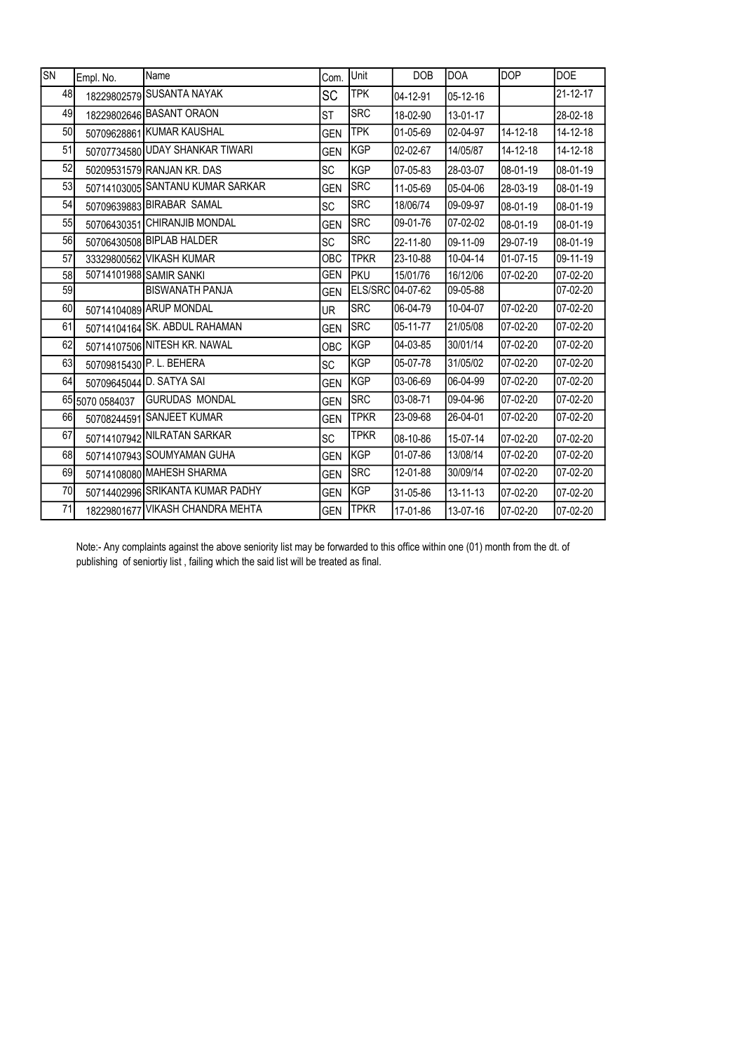| SN | Empl. No. | Name | Com. | Unit | DOB | DOA | DOP | DOE |
|---|---|---|---|---|---|---|---|---|
| 48 | 18229802579 | SUSANTA NAYAK | SC | TPK | 04-12-91 | 05-12-16 | | 21-12-17 |
| 49 | 18229802646 | BASANT ORAON | ST | SRC | 18-02-90 | 13-01-17 | | 28-02-18 |
| 50 | 50709628861 | KUMAR KAUSHAL | GEN | TPK | 01-05-69 | 02-04-97 | 14-12-18 | 14-12-18 |
| 51 | 50707734580 | UDAY SHANKAR TIWARI | GEN | KGP | 02-02-67 | 14/05/87 | 14-12-18 | 14-12-18 |
| 52 | 50209531579 | RANJAN KR. DAS | SC | KGP | 07-05-83 | 28-03-07 | 08-01-19 | 08-01-19 |
| 53 | 50714103005 | SANTANU KUMAR SARKAR | GEN | SRC | 11-05-69 | 05-04-06 | 28-03-19 | 08-01-19 |
| 54 | 50709639883 | BIRABAR SAMAL | SC | SRC | 18/06/74 | 09-09-97 | 08-01-19 | 08-01-19 |
| 55 | 50706430351 | CHIRANJIB MONDAL | GEN | SRC | 09-01-76 | 07-02-02 | 08-01-19 | 08-01-19 |
| 56 | 50706430508 | BIPLAB HALDER | SC | SRC | 22-11-80 | 09-11-09 | 29-07-19 | 08-01-19 |
| 57 | 33329800562 | VIKASH KUMAR | OBC | TPKR | 23-10-88 | 10-04-14 | 01-07-15 | 09-11-19 |
| 58 | 50714101988 | SAMIR SANKI | GEN | PKU | 15/01/76 | 16/12/06 | 07-02-20 | 07-02-20 |
| 59 | | BISWANATH PANJA | GEN | ELS/SRC | 04-07-62 | 09-05-88 | | 07-02-20 |
| 60 | 50714104089 | ARUP MONDAL | UR | SRC | 06-04-79 | 10-04-07 | 07-02-20 | 07-02-20 |
| 61 | 50714104164 | SK. ABDUL RAHAMAN | GEN | SRC | 05-11-77 | 21/05/08 | 07-02-20 | 07-02-20 |
| 62 | 50714107506 | NITESH KR. NAWAL | OBC | KGP | 04-03-85 | 30/01/14 | 07-02-20 | 07-02-20 |
| 63 | 50709815430 | P. L. BEHERA | SC | KGP | 05-07-78 | 31/05/02 | 07-02-20 | 07-02-20 |
| 64 | 50709645044 | D. SATYA SAI | GEN | KGP | 03-06-69 | 06-04-99 | 07-02-20 | 07-02-20 |
| 65 | 5070 0584037 | GURUDAS MONDAL | GEN | SRC | 03-08-71 | 09-04-96 | 07-02-20 | 07-02-20 |
| 66 | 50708244591 | SANJEET KUMAR | GEN | TPKR | 23-09-68 | 26-04-01 | 07-02-20 | 07-02-20 |
| 67 | 50714107942 | NILRATAN SARKAR | SC | TPKR | 08-10-86 | 15-07-14 | 07-02-20 | 07-02-20 |
| 68 | 50714107943 | SOUMYAMAN GUHA | GEN | KGP | 01-07-86 | 13/08/14 | 07-02-20 | 07-02-20 |
| 69 | 50714108080 | MAHESH SHARMA | GEN | SRC | 12-01-88 | 30/09/14 | 07-02-20 | 07-02-20 |
| 70 | 50714402996 | SRIKANTA KUMAR PADHY | GEN | KGP | 31-05-86 | 13-11-13 | 07-02-20 | 07-02-20 |
| 71 | 18229801677 | VIKASH CHANDRA MEHTA | GEN | TPKR | 17-01-86 | 13-07-16 | 07-02-20 | 07-02-20 |

Note:- Any complaints against the above seniority list may be forwarded to this office within one (01) month from the dt. of publishing of seniortiy list , failing which the said list will be treated as final.